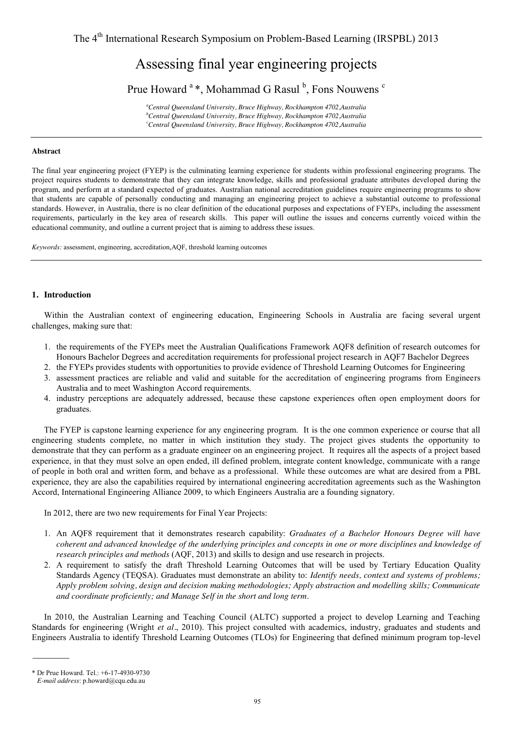# Assessing final year engineering projects

Prue Howard [a]*, Mohammad G Rasul [b], Fons Nouwens [c]

[a]Central Queensland University, Bruce Highway, Rockhampton 4702,Australia
[b]Central Queensland University, Bruce Highway, Rockhampton 4702,Australia
[c]Central Queensland University, Bruce Highway, Rockhampton 4702,Australia

---

**Abstract**

The final year engineering project (FYEP) is the culminating learning experience for students within professional engineering programs. The project requires students to demonstrate that they can integrate knowledge, skills and professional graduate attributes developed during the program, and perform at a standard expected of graduates. Australian national accreditation guidelines require engineering programs to show that students are capable of personally conducting and managing an engineering project to achieve a substantial outcome to professional standards. However, in Australia, there is no clear definition of the educational purposes and expectations of FYEPs, including the assessment requirements, particularly in the key area of research skills. This paper will outline the issues and concerns currently voiced within the educational community, and outline a current project that is aiming to address these issues.

*Keywords:* assessment, engineering, accreditation,AQF, threshold learning outcomes

---

## 1. Introduction

Within the Australian context of engineering education, Engineering Schools in Australia are facing several urgent challenges, making sure that:

1. the requirements of the FYEPs meet the Australian Qualifications Framework AQF8 definition of research outcomes for Honours Bachelor Degrees and accreditation requirements for professional project research in AQF7 Bachelor Degrees
2. the FYEPs provides students with opportunities to provide evidence of Threshold Learning Outcomes for Engineering
3. assessment practices are reliable and valid and suitable for the accreditation of engineering programs from Engineers Australia and to meet Washington Accord requirements.
4. industry perceptions are adequately addressed, because these capstone experiences often open employment doors for graduates.

The FYEP is capstone learning experience for any engineering program. It is the one common experience or course that all engineering students complete, no matter in which institution they study. The project gives students the opportunity to demonstrate that they can perform as a graduate engineer on an engineering project. It requires all the aspects of a project based experience, in that they must solve an open ended, ill defined problem, integrate content knowledge, communicate with a range of people in both oral and written form, and behave as a professional. While these outcomes are what are desired from a PBL experience, they are also the capabilities required by international engineering accreditation agreements such as the Washington Accord, International Engineering Alliance 2009, to which Engineers Australia are a founding signatory.

In 2012, there are two new requirements for Final Year Projects:

1. An AQF8 requirement that it demonstrates research capability: *Graduates of a Bachelor Honours Degree will have coherent and advanced knowledge of the underlying principles and concepts in one or more disciplines and knowledge of research principles and methods* (AQF, 2013) and skills to design and use research in projects.
2. A requirement to satisfy the draft Threshold Learning Outcomes that will be used by Tertiary Education Quality Standards Agency (TEQSA). Graduates must demonstrate an ability to: *Identify needs, context and systems of problems; Apply problem solving, design and decision making methodologies; Apply abstraction and modelling skills; Communicate and coordinate proficiently; and Manage Self in the short and long term*.

In 2010, the Australian Learning and Teaching Council (ALTC) supported a project to develop Learning and Teaching Standards for engineering (Wright *et al*., 2010). This project consulted with academics, industry, graduates and students and Engineers Australia to identify Threshold Learning Outcomes (TLOs) for Engineering that defined minimum program top-level

---

\* Dr Prue Howard. Tel.: +6-17-4930-9730
*E-mail address*: p.howard@cqu.edu.au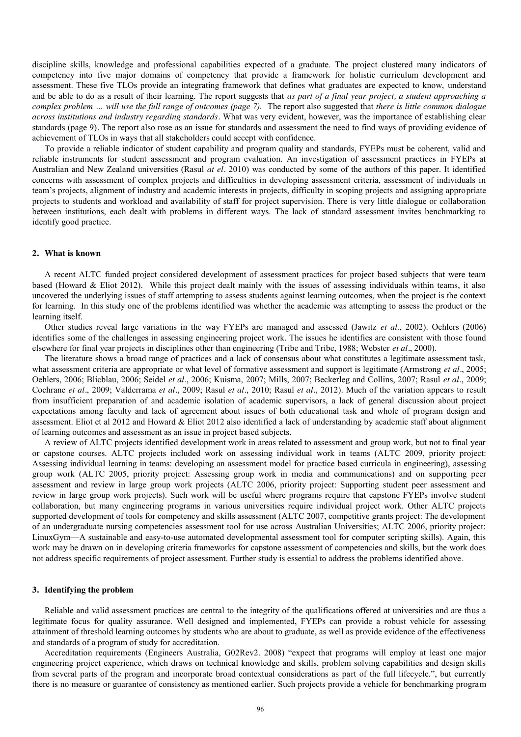discipline skills, knowledge and professional capabilities expected of a graduate. The project clustered many indicators of competency into five major domains of competency that provide a framework for holistic curriculum development and assessment. These five TLOs provide an integrating framework that defines what graduates are expected to know, understand and be able to do as a result of their learning. The report suggests that *as part of a final year project, a student approaching a complex problem … will use the full range of outcomes (page 7).* The report also suggested that *there is little common dialogue across institutions and industry regarding standards*. What was very evident, however, was the importance of establishing clear standards (page 9). The report also rose as an issue for standards and assessment the need to find ways of providing evidence of achievement of TLOs in ways that all stakeholders could accept with confidence.

To provide a reliable indicator of student capability and program quality and standards, FYEPs must be coherent, valid and reliable instruments for student assessment and program evaluation. An investigation of assessment practices in FYEPs at Australian and New Zealand universities (Rasul *at el*. 2010) was conducted by some of the authors of this paper. It identified concerns with assessment of complex projects and difficulties in developing assessment criteria, assessment of individuals in team's projects, alignment of industry and academic interests in projects, difficulty in scoping projects and assigning appropriate projects to students and workload and availability of staff for project supervision. There is very little dialogue or collaboration between institutions, each dealt with problems in different ways. The lack of standard assessment invites benchmarking to identify good practice.

## 2. What is known

A recent ALTC funded project considered development of assessment practices for project based subjects that were team based (Howard & Eliot 2012). While this project dealt mainly with the issues of assessing individuals within teams, it also uncovered the underlying issues of staff attempting to assess students against learning outcomes, when the project is the context for learning. In this study one of the problems identified was whether the academic was attempting to assess the product or the learning itself.

Other studies reveal large variations in the way FYEPs are managed and assessed (Jawitz *et al*., 2002). Oehlers (2006) identifies some of the challenges in assessing engineering project work. The issues he identifies are consistent with those found elsewhere for final year projects in disciplines other than engineering (Tribe and Tribe, 1988; Webster *et al*., 2000).

The literature shows a broad range of practices and a lack of consensus about what constitutes a legitimate assessment task, what assessment criteria are appropriate or what level of formative assessment and support is legitimate (Armstrong *et al*., 2005; Oehlers, 2006; Blicblau, 2006; Seidel *et al*., 2006; Kuisma, 2007; Mills, 2007; Beckerleg and Collins, 2007; Rasul *et al*., 2009; Cochrane *et al*., 2009; Valderrama *et al*., 2009; Rasul *et al*., 2010; Rasul *et al*., 2012). Much of the variation appears to result from insufficient preparation of and academic isolation of academic supervisors, a lack of general discussion about project expectations among faculty and lack of agreement about issues of both educational task and whole of program design and assessment. Eliot et al 2012 and Howard & Eliot 2012 also identified a lack of understanding by academic staff about alignment of learning outcomes and assessment as an issue in project based subjects.

A review of ALTC projects identified development work in areas related to assessment and group work, but not to final year or capstone courses. ALTC projects included work on assessing individual work in teams (ALTC 2009, priority project: Assessing individual learning in teams: developing an assessment model for practice based curricula in engineering), assessing group work (ALTC 2005, priority project: Assessing group work in media and communications) and on supporting peer assessment and review in large group work projects (ALTC 2006, priority project: Supporting student peer assessment and review in large group work projects). Such work will be useful where programs require that capstone FYEPs involve student collaboration, but many engineering programs in various universities require individual project work. Other ALTC projects supported development of tools for competency and skills assessment (ALTC 2007, competitive grants project: The development of an undergraduate nursing competencies assessment tool for use across Australian Universities; ALTC 2006, priority project: LinuxGym—A sustainable and easy-to-use automated developmental assessment tool for computer scripting skills). Again, this work may be drawn on in developing criteria frameworks for capstone assessment of competencies and skills, but the work does not address specific requirements of project assessment. Further study is essential to address the problems identified above.

## 3. Identifying the problem

Reliable and valid assessment practices are central to the integrity of the qualifications offered at universities and are thus a legitimate focus for quality assurance. Well designed and implemented, FYEPs can provide a robust vehicle for assessing attainment of threshold learning outcomes by students who are about to graduate, as well as provide evidence of the effectiveness and standards of a program of study for accreditation.

Accreditation requirements (Engineers Australia, G02Rev2. 2008) "expect that programs will employ at least one major engineering project experience, which draws on technical knowledge and skills, problem solving capabilities and design skills from several parts of the program and incorporate broad contextual considerations as part of the full lifecycle.", but currently there is no measure or guarantee of consistency as mentioned earlier. Such projects provide a vehicle for benchmarking program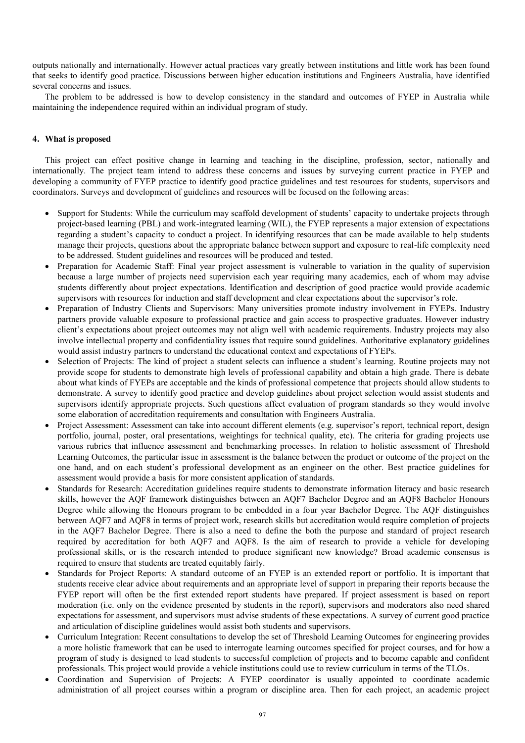outputs nationally and internationally. However actual practices vary greatly between institutions and little work has been found that seeks to identify good practice. Discussions between higher education institutions and Engineers Australia, have identified several concerns and issues.

The problem to be addressed is how to develop consistency in the standard and outcomes of FYEP in Australia while maintaining the independence required within an individual program of study.

## 4. What is proposed

This project can effect positive change in learning and teaching in the discipline, profession, sector, nationally and internationally. The project team intend to address these concerns and issues by surveying current practice in FYEP and developing a community of FYEP practice to identify good practice guidelines and test resources for students, supervisors and coordinators. Surveys and development of guidelines and resources will be focused on the following areas:

- Support for Students: While the curriculum may scaffold development of students' capacity to undertake projects through project-based learning (PBL) and work-integrated learning (WIL), the FYEP represents a major extension of expectations regarding a student's capacity to conduct a project. In identifying resources that can be made available to help students manage their projects, questions about the appropriate balance between support and exposure to real-life complexity need to be addressed. Student guidelines and resources will be produced and tested.
- Preparation for Academic Staff: Final year project assessment is vulnerable to variation in the quality of supervision because a large number of projects need supervision each year requiring many academics, each of whom may advise students differently about project expectations. Identification and description of good practice would provide academic supervisors with resources for induction and staff development and clear expectations about the supervisor's role.
- Preparation of Industry Clients and Supervisors: Many universities promote industry involvement in FYEPs. Industry partners provide valuable exposure to professional practice and gain access to prospective graduates. However industry client's expectations about project outcomes may not align well with academic requirements. Industry projects may also involve intellectual property and confidentiality issues that require sound guidelines. Authoritative explanatory guidelines would assist industry partners to understand the educational context and expectations of FYEPs.
- Selection of Projects: The kind of project a student selects can influence a student's learning. Routine projects may not provide scope for students to demonstrate high levels of professional capability and obtain a high grade. There is debate about what kinds of FYEPs are acceptable and the kinds of professional competence that projects should allow students to demonstrate. A survey to identify good practice and develop guidelines about project selection would assist students and supervisors identify appropriate projects. Such questions affect evaluation of program standards so they would involve some elaboration of accreditation requirements and consultation with Engineers Australia.
- Project Assessment: Assessment can take into account different elements (e.g. supervisor's report, technical report, design portfolio, journal, poster, oral presentations, weightings for technical quality, etc). The criteria for grading projects use various rubrics that influence assessment and benchmarking processes. In relation to holistic assessment of Threshold Learning Outcomes, the particular issue in assessment is the balance between the product or outcome of the project on the one hand, and on each student's professional development as an engineer on the other. Best practice guidelines for assessment would provide a basis for more consistent application of standards.
- Standards for Research: Accreditation guidelines require students to demonstrate information literacy and basic research skills, however the AQF framework distinguishes between an AQF7 Bachelor Degree and an AQF8 Bachelor Honours Degree while allowing the Honours program to be embedded in a four year Bachelor Degree. The AQF distinguishes between AQF7 and AQF8 in terms of project work, research skills but accreditation would require completion of projects in the AQF7 Bachelor Degree. There is also a need to define the both the purpose and standard of project research required by accreditation for both AQF7 and AQF8. Is the aim of research to provide a vehicle for developing professional skills, or is the research intended to produce significant new knowledge? Broad academic consensus is required to ensure that students are treated equitably fairly.
- Standards for Project Reports: A standard outcome of an FYEP is an extended report or portfolio. It is important that students receive clear advice about requirements and an appropriate level of support in preparing their reports because the FYEP report will often be the first extended report students have prepared. If project assessment is based on report moderation (i.e. only on the evidence presented by students in the report), supervisors and moderators also need shared expectations for assessment, and supervisors must advise students of these expectations. A survey of current good practice and articulation of discipline guidelines would assist both students and supervisors.
- Curriculum Integration: Recent consultations to develop the set of Threshold Learning Outcomes for engineering provides a more holistic framework that can be used to interrogate learning outcomes specified for project courses, and for how a program of study is designed to lead students to successful completion of projects and to become capable and confident professionals. This project would provide a vehicle institutions could use to review curriculum in terms of the TLOs.
- Coordination and Supervision of Projects: A FYEP coordinator is usually appointed to coordinate academic administration of all project courses within a program or discipline area. Then for each project, an academic project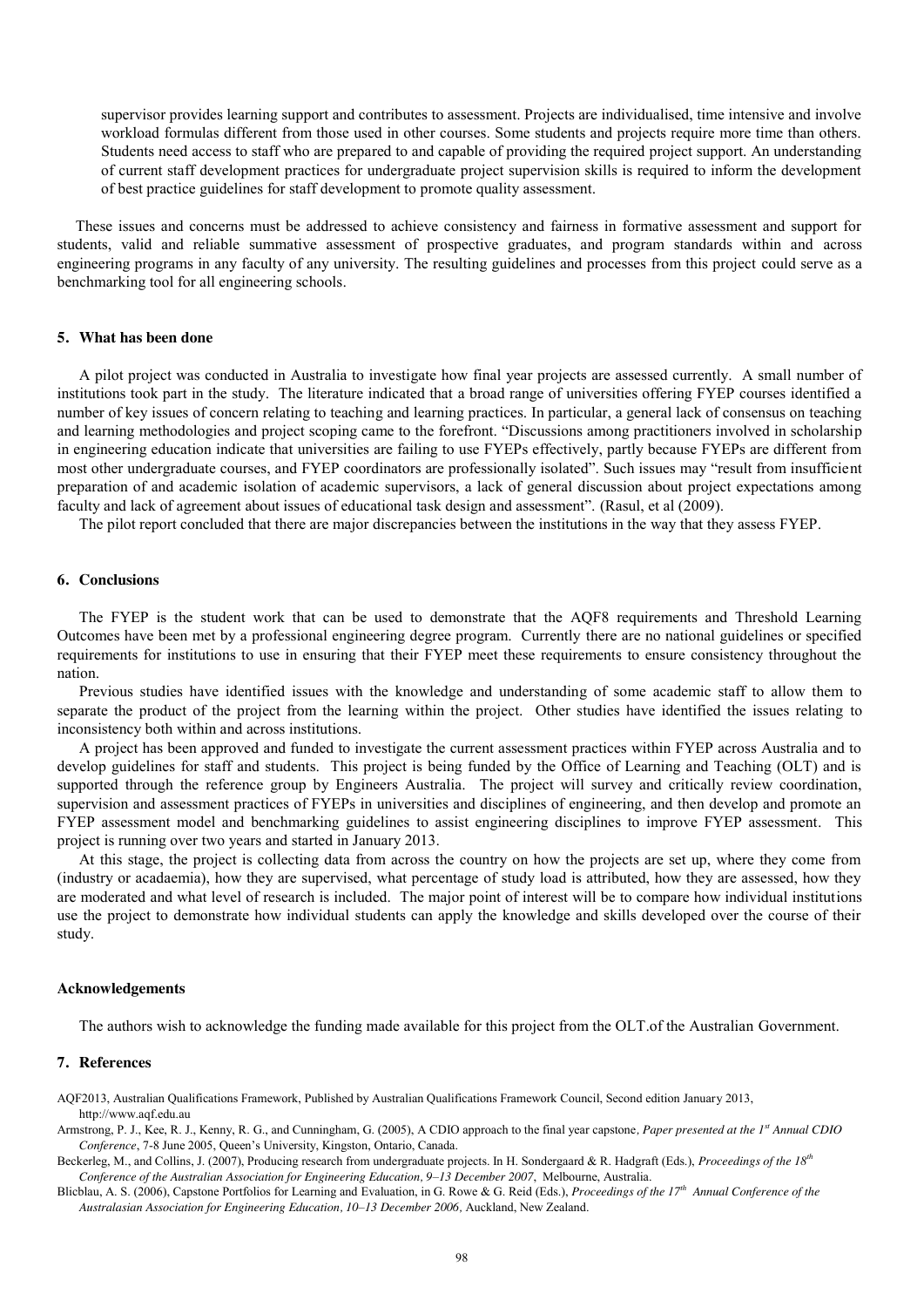supervisor provides learning support and contributes to assessment. Projects are individualised, time intensive and involve workload formulas different from those used in other courses. Some students and projects require more time than others. Students need access to staff who are prepared to and capable of providing the required project support. An understanding of current staff development practices for undergraduate project supervision skills is required to inform the development of best practice guidelines for staff development to promote quality assessment.

These issues and concerns must be addressed to achieve consistency and fairness in formative assessment and support for students, valid and reliable summative assessment of prospective graduates, and program standards within and across engineering programs in any faculty of any university. The resulting guidelines and processes from this project could serve as a benchmarking tool for all engineering schools.

## 5. What has been done

A pilot project was conducted in Australia to investigate how final year projects are assessed currently. A small number of institutions took part in the study. The literature indicated that a broad range of universities offering FYEP courses identified a number of key issues of concern relating to teaching and learning practices. In particular, a general lack of consensus on teaching and learning methodologies and project scoping came to the forefront. "Discussions among practitioners involved in scholarship in engineering education indicate that universities are failing to use FYEPs effectively, partly because FYEPs are different from most other undergraduate courses, and FYEP coordinators are professionally isolated". Such issues may "result from insufficient preparation of and academic isolation of academic supervisors, a lack of general discussion about project expectations among faculty and lack of agreement about issues of educational task design and assessment". (Rasul, et al (2009).

The pilot report concluded that there are major discrepancies between the institutions in the way that they assess FYEP.

## 6. Conclusions

The FYEP is the student work that can be used to demonstrate that the AQF8 requirements and Threshold Learning Outcomes have been met by a professional engineering degree program. Currently there are no national guidelines or specified requirements for institutions to use in ensuring that their FYEP meet these requirements to ensure consistency throughout the nation.

Previous studies have identified issues with the knowledge and understanding of some academic staff to allow them to separate the product of the project from the learning within the project. Other studies have identified the issues relating to inconsistency both within and across institutions.

A project has been approved and funded to investigate the current assessment practices within FYEP across Australia and to develop guidelines for staff and students. This project is being funded by the Office of Learning and Teaching (OLT) and is supported through the reference group by Engineers Australia. The project will survey and critically review coordination, supervision and assessment practices of FYEPs in universities and disciplines of engineering, and then develop and promote an FYEP assessment model and benchmarking guidelines to assist engineering disciplines to improve FYEP assessment. This project is running over two years and started in January 2013.

At this stage, the project is collecting data from across the country on how the projects are set up, where they come from (industry or acadaemia), how they are supervised, what percentage of study load is attributed, how they are assessed, how they are moderated and what level of research is included. The major point of interest will be to compare how individual institutions use the project to demonstrate how individual students can apply the knowledge and skills developed over the course of their study.

## Acknowledgements

The authors wish to acknowledge the funding made available for this project from the OLT.of the Australian Government.

## 7. References

AQF2013, Australian Qualifications Framework, Published by Australian Qualifications Framework Council, Second edition January 2013, http://www.aqf.edu.au

Armstrong, P. J., Kee, R. J., Kenny, R. G., and Cunningham, G. (2005), A CDIO approach to the final year capstone, *Paper presented at the 1st Annual CDIO Conference*, 7-8 June 2005, Queen's University, Kingston, Ontario, Canada.

Beckerleg, M., and Collins, J. (2007), Producing research from undergraduate projects. In H. Sondergaard & R. Hadgraft (Eds.), *Proceedings of the 18th Conference of the Australian Association for Engineering Education, 9–13 December 2007*, Melbourne, Australia.

Blicblau, A. S. (2006), Capstone Portfolios for Learning and Evaluation, in G. Rowe & G. Reid (Eds.), *Proceedings of the 17th Annual Conference of the Australasian Association for Engineering Education, 10–13 December 2006*, Auckland, New Zealand.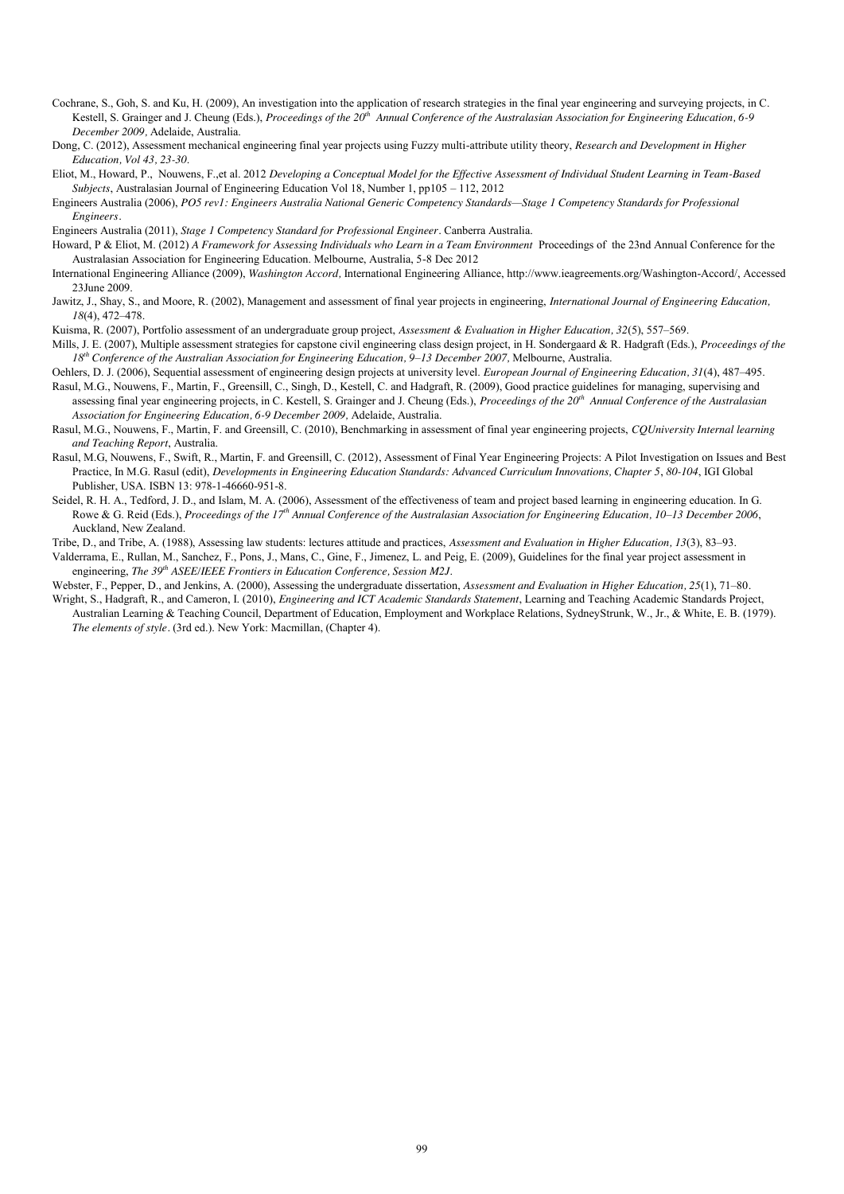Cochrane, S., Goh, S. and Ku, H. (2009), An investigation into the application of research strategies in the final year engineering and surveying projects, in C. Kestell, S. Grainger and J. Cheung (Eds.), *Proceedings of the 20th Annual Conference of the Australasian Association for Engineering Education, 6-9 December 2009*, Adelaide, Australia.

Dong, C. (2012), Assessment mechanical engineering final year projects using Fuzzy multi-attribute utility theory, *Research and Development in Higher Education, Vol 43, 23-30*.

Eliot, M., Howard, P., Nouwens, F.,et al. 2012 *Developing a Conceptual Model for the Effective Assessment of Individual Student Learning in Team-Based Subjects*, Australasian Journal of Engineering Education Vol 18, Number 1, pp105 – 112, 2012

Engineers Australia (2006), *PO5 rev1: Engineers Australia National Generic Competency Standards—Stage 1 Competency Standards for Professional Engineers*.

Engineers Australia (2011), *Stage 1 Competency Standard for Professional Engineer*. Canberra Australia.

Howard, P & Eliot, M. (2012) *A Framework for Assessing Individuals who Learn in a Team Environment* Proceedings of the 23nd Annual Conference for the Australasian Association for Engineering Education. Melbourne, Australia, 5-8 Dec 2012

International Engineering Alliance (2009), *Washington Accord*, International Engineering Alliance, http://www.ieagreements.org/Washington-Accord/, Accessed 23June 2009.

Jawitz, J., Shay, S., and Moore, R. (2002), Management and assessment of final year projects in engineering, *International Journal of Engineering Education, 18*(4), 472–478.

Kuisma, R. (2007), Portfolio assessment of an undergraduate group project, *Assessment & Evaluation in Higher Education, 32*(5), 557–569.

Mills, J. E. (2007), Multiple assessment strategies for capstone civil engineering class design project, in H. Sondergaard & R. Hadgraft (Eds.), *Proceedings of the 18th Conference of the Australian Association for Engineering Education, 9–13 December 2007*, Melbourne, Australia.

Oehlers, D. J. (2006), Sequential assessment of engineering design projects at university level. *European Journal of Engineering Education, 31*(4), 487–495.

Rasul, M.G., Nouwens, F., Martin, F., Greensill, C., Singh, D., Kestell, C. and Hadgraft, R. (2009), Good practice guidelines for managing, supervising and assessing final year engineering projects, in C. Kestell, S. Grainger and J. Cheung (Eds.), *Proceedings of the 20th Annual Conference of the Australasian Association for Engineering Education, 6-9 December 2009*, Adelaide, Australia.

Rasul, M.G., Nouwens, F., Martin, F. and Greensill, C. (2010), Benchmarking in assessment of final year engineering projects, *CQUniversity Internal learning and Teaching Report*, Australia.

Rasul, M.G, Nouwens, F., Swift, R., Martin, F. and Greensill, C. (2012), Assessment of Final Year Engineering Projects: A Pilot Investigation on Issues and Best Practice, In M.G. Rasul (edit), *Developments in Engineering Education Standards: Advanced Curriculum Innovations, Chapter 5, 80-104*, IGI Global Publisher, USA. ISBN 13: 978-1-46660-951-8.

Seidel, R. H. A., Tedford, J. D., and Islam, M. A. (2006), Assessment of the effectiveness of team and project based learning in engineering education. In G. Rowe & G. Reid (Eds.), *Proceedings of the 17th Annual Conference of the Australasian Association for Engineering Education, 10–13 December 2006*, Auckland, New Zealand.

Tribe, D., and Tribe, A. (1988), Assessing law students: lectures attitude and practices, *Assessment and Evaluation in Higher Education, 13*(3), 83–93.

Valderrama, E., Rullan, M., Sanchez, F., Pons, J., Mans, C., Gine, F., Jimenez, L. and Peig, E. (2009), Guidelines for the final year project assessment in engineering, *The 39th ASEE/IEEE Frontiers in Education Conference, Session M2J*.

Webster, F., Pepper, D., and Jenkins, A. (2000), Assessing the undergraduate dissertation, *Assessment and Evaluation in Higher Education, 25*(1), 71–80.

Wright, S., Hadgraft, R., and Cameron, I. (2010), *Engineering and ICT Academic Standards Statement*, Learning and Teaching Academic Standards Project, Australian Learning & Teaching Council, Department of Education, Employment and Workplace Relations, SydneyStrunk, W., Jr., & White, E. B. (1979). *The elements of style*. (3rd ed.). New York: Macmillan, (Chapter 4).